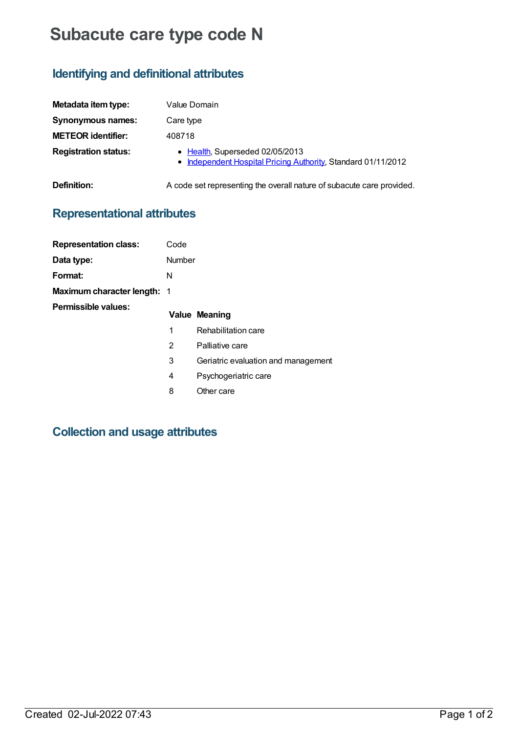# Subacute care type code N

## Identifying and definitional attributes

| | |
|---|---|
| **Metadata item type:** | Value Domain |
| **Synonymous names:** | Care type |
| **METEOR identifier:** | 408718 |
| **Registration status:** | • Health, Superseded 02/05/2013<br>• Independent Hospital Pricing Authority, Standard 01/11/2012 |
| **Definition:** | A code set representing the overall nature of subacute care provided. |

## Representational attributes

| | |
|---|---|
| **Representation class:** | Code |
| **Data type:** | Number |
| **Format:** | N |
| **Maximum character length:** | 1 |

**Permissible values:**

| Value | Meaning |
|---|---|
| 1 | Rehabilitation care |
| 2 | Palliative care |
| 3 | Geriatric evaluation and management |
| 4 | Psychogeriatric care |
| 8 | Other care |

## Collection and usage attributes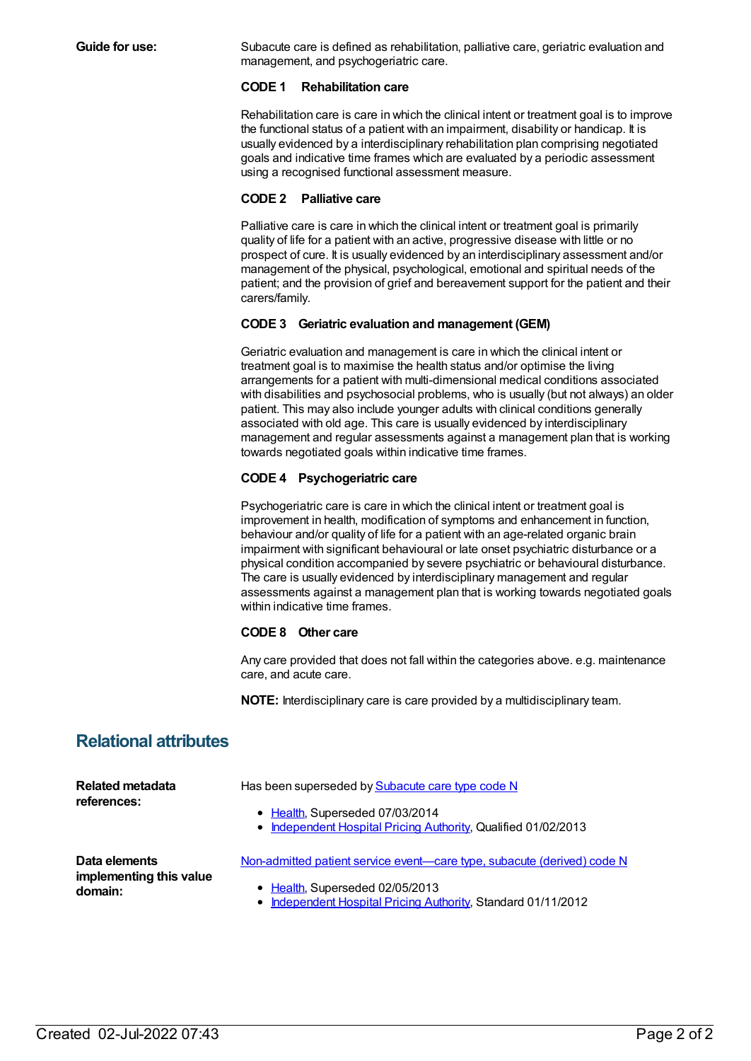**Guide for use:**

Subacute care is defined as rehabilitation, palliative care, geriatric evaluation and management, and psychogeriatric care.

**CODE 1 Rehabilitation care**

Rehabilitation care is care in which the clinical intent or treatment goal is to improve the functional status of a patient with an impairment, disability or handicap. It is usually evidenced by a interdisciplinary rehabilitation plan comprising negotiated goals and indicative time frames which are evaluated by a periodic assessment using a recognised functional assessment measure.

**CODE 2 Palliative care**

Palliative care is care in which the clinical intent or treatment goal is primarily quality of life for a patient with an active, progressive disease with little or no prospect of cure. It is usually evidenced by an interdisciplinary assessment and/or management of the physical, psychological, emotional and spiritual needs of the patient; and the provision of grief and bereavement support for the patient and their carers/family.

**CODE 3 Geriatric evaluation and management (GEM)**

Geriatric evaluation and management is care in which the clinical intent or treatment goal is to maximise the health status and/or optimise the living arrangements for a patient with multi-dimensional medical conditions associated with disabilities and psychosocial problems, who is usually (but not always) an older patient. This may also include younger adults with clinical conditions generally associated with old age. This care is usually evidenced by interdisciplinary management and regular assessments against a management plan that is working towards negotiated goals within indicative time frames.

**CODE 4 Psychogeriatric care**

Psychogeriatric care is care in which the clinical intent or treatment goal is improvement in health, modification of symptoms and enhancement in function, behaviour and/or quality of life for a patient with an age-related organic brain impairment with significant behavioural or late onset psychiatric disturbance or a physical condition accompanied by severe psychiatric or behavioural disturbance. The care is usually evidenced by interdisciplinary management and regular assessments against a management plan that is working towards negotiated goals within indicative time frames.

**CODE 8 Other care**

Any care provided that does not fall within the categories above. e.g. maintenance care, and acute care.

**NOTE:** Interdisciplinary care is care provided by a multidisciplinary team.

## Relational attributes

**Related metadata references:**

Has been superseded by Subacute care type code N

- Health, Superseded 07/03/2014
- Independent Hospital Pricing Authority, Qualified 01/02/2013

**Data elements implementing this value domain:**

Non-admitted patient service event—care type, subacute (derived) code N

- Health, Superseded 02/05/2013
- Independent Hospital Pricing Authority, Standard 01/11/2012